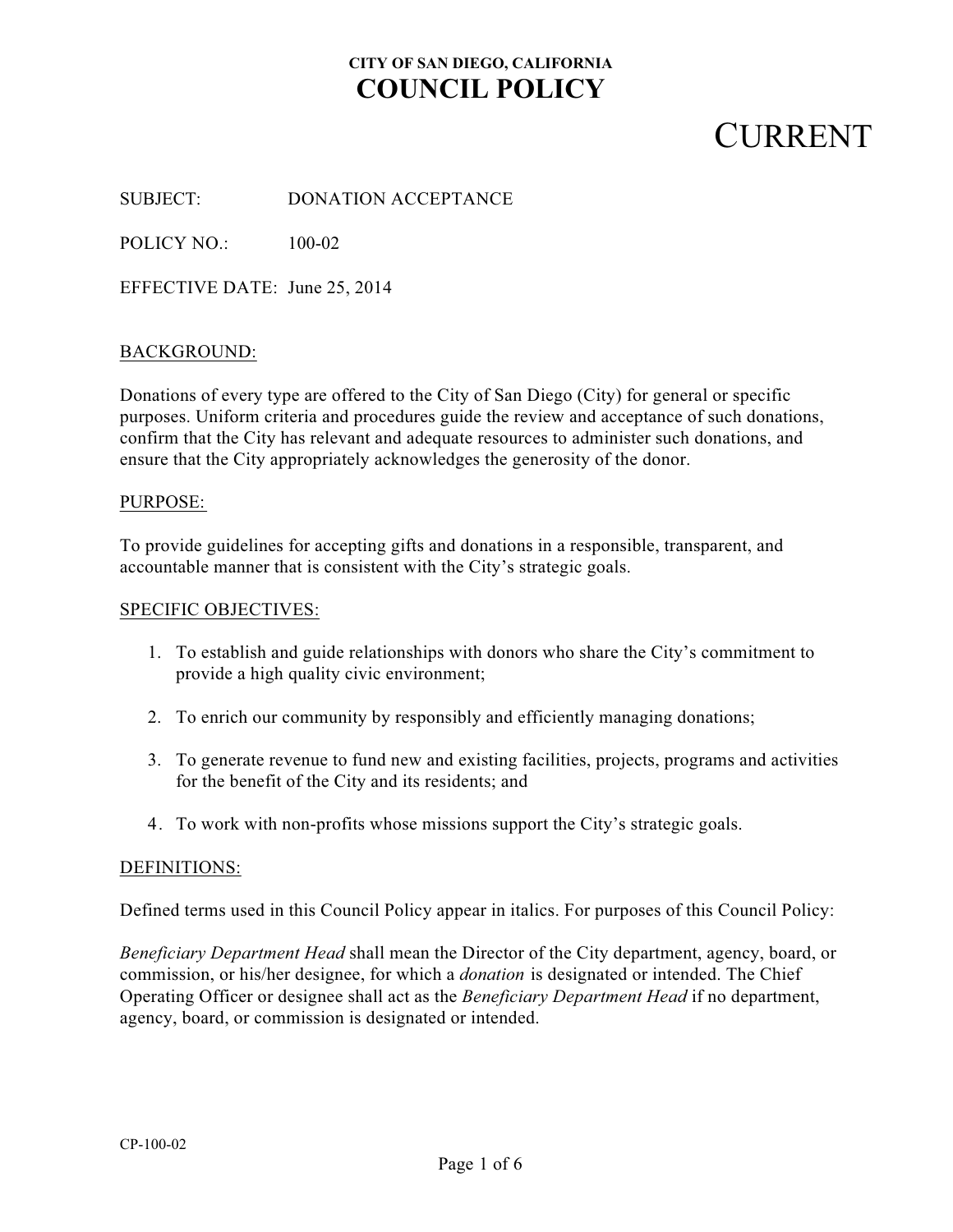**CITY OF SAN DIEGO, CALIFORNIA**

# COUNCIL POLICY

# CURRENT

SUBJECT: DONATION ACCEPTANCE

POLICY NO.: 100-02

EFFECTIVE DATE: June 25, 2014

## BACKGROUND:

Donations of every type are offered to the City of San Diego (City) for general or specific purposes. Uniform criteria and procedures guide the review and acceptance of such donations, confirm that the City has relevant and adequate resources to administer such donations, and ensure that the City appropriately acknowledges the generosity of the donor.

## PURPOSE:

To provide guidelines for accepting gifts and donations in a responsible, transparent, and accountable manner that is consistent with the City's strategic goals.

## SPECIFIC OBJECTIVES:

1. To establish and guide relationships with donors who share the City's commitment to provide a high quality civic environment;
2. To enrich our community by responsibly and efficiently managing donations;
3. To generate revenue to fund new and existing facilities, projects, programs and activities for the benefit of the City and its residents; and
4. To work with non-profits whose missions support the City's strategic goals.

## DEFINITIONS:

Defined terms used in this Council Policy appear in italics. For purposes of this Council Policy:

*Beneficiary Department Head* shall mean the Director of the City department, agency, board, or commission, or his/her designee, for which a *donation* is designated or intended. The Chief Operating Officer or designee shall act as the *Beneficiary Department Head* if no department, agency, board, or commission is designated or intended.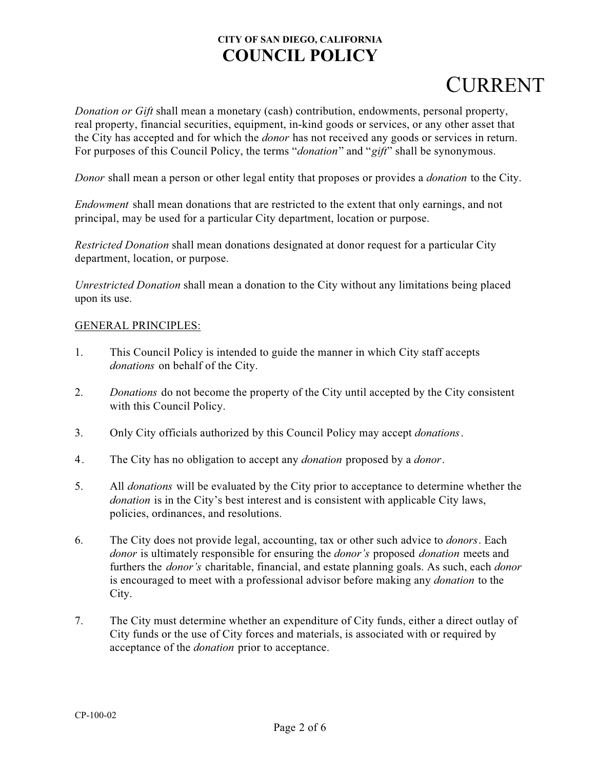*Donation or Gift* shall mean a monetary (cash) contribution, endowments, personal property, real property, financial securities, equipment, in-kind goods or services, or any other asset that the City has accepted and for which the *donor* has not received any goods or services in return. For purposes of this Council Policy, the terms "*donation*" and "*gift*" shall be synonymous.

*Donor* shall mean a person or other legal entity that proposes or provides a *donation* to the City.

*Endowment* shall mean donations that are restricted to the extent that only earnings, and not principal, may be used for a particular City department, location or purpose.

*Restricted Donation* shall mean donations designated at donor request for a particular City department, location, or purpose.

*Unrestricted Donation* shall mean a donation to the City without any limitations being placed upon its use.

GENERAL PRINCIPLES:

1. This Council Policy is intended to guide the manner in which City staff accepts *donations* on behalf of the City.

2. *Donations* do not become the property of the City until accepted by the City consistent with this Council Policy.

3. Only City officials authorized by this Council Policy may accept *donations*.

4. The City has no obligation to accept any *donation* proposed by a *donor*.

5. All *donations* will be evaluated by the City prior to acceptance to determine whether the *donation* is in the City's best interest and is consistent with applicable City laws, policies, ordinances, and resolutions.

6. The City does not provide legal, accounting, tax or other such advice to *donors*. Each *donor* is ultimately responsible for ensuring the *donor's* proposed *donation* meets and furthers the *donor's* charitable, financial, and estate planning goals. As such, each *donor* is encouraged to meet with a professional advisor before making any *donation* to the City.

7. The City must determine whether an expenditure of City funds, either a direct outlay of City funds or the use of City forces and materials, is associated with or required by acceptance of the *donation* prior to acceptance.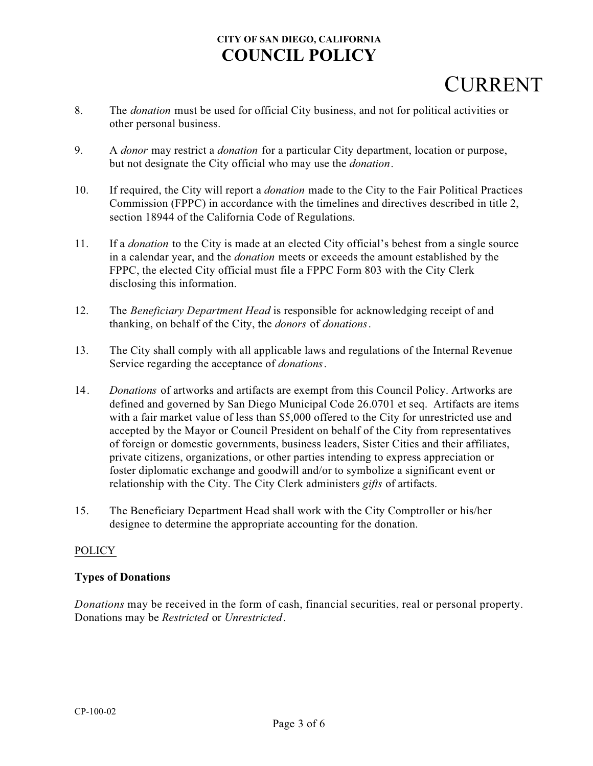8. The *donation* must be used for official City business, and not for political activities or other personal business.

9. A *donor* may restrict a *donation* for a particular City department, location or purpose, but not designate the City official who may use the *donation*.

10. If required, the City will report a *donation* made to the City to the Fair Political Practices Commission (FPPC) in accordance with the timelines and directives described in title 2, section 18944 of the California Code of Regulations.

11. If a *donation* to the City is made at an elected City official's behest from a single source in a calendar year, and the *donation* meets or exceeds the amount established by the FPPC, the elected City official must file a FPPC Form 803 with the City Clerk disclosing this information.

12. The *Beneficiary Department Head* is responsible for acknowledging receipt of and thanking, on behalf of the City, the *donors* of *donations*.

13. The City shall comply with all applicable laws and regulations of the Internal Revenue Service regarding the acceptance of *donations*.

14. *Donations* of artworks and artifacts are exempt from this Council Policy. Artworks are defined and governed by San Diego Municipal Code 26.0701 et seq. Artifacts are items with a fair market value of less than $5,000 offered to the City for unrestricted use and accepted by the Mayor or Council President on behalf of the City from representatives of foreign or domestic governments, business leaders, Sister Cities and their affiliates, private citizens, organizations, or other parties intending to express appreciation or foster diplomatic exchange and goodwill and/or to symbolize a significant event or relationship with the City. The City Clerk administers *gifts* of artifacts.

15. The Beneficiary Department Head shall work with the City Comptroller or his/her designee to determine the appropriate accounting for the donation.

<u>POLICY</u>

**Types of Donations**

*Donations* may be received in the form of cash, financial securities, real or personal property. Donations may be *Restricted* or *Unrestricted*.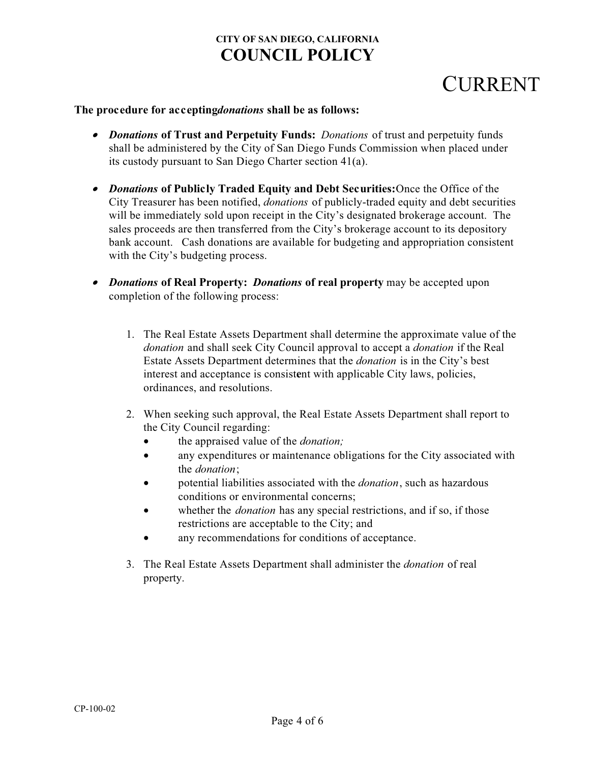**The procedure for accepting *donations* shall be as follows:**

- ***Donations* of Trust and Perpetuity Funds:** *Donations* of trust and perpetuity funds shall be administered by the City of San Diego Funds Commission when placed under its custody pursuant to San Diego Charter section 41(a).

- ***Donations* of Publicly Traded Equity and Debt Securities:** Once the Office of the City Treasurer has been notified, *donations* of publicly-traded equity and debt securities will be immediately sold upon receipt in the City's designated brokerage account. The sales proceeds are then transferred from the City's brokerage account to its depository bank account. Cash donations are available for budgeting and appropriation consistent with the City's budgeting process.

- ***Donations* of Real Property:** ***Donations* of real property** may be accepted upon completion of the following process:

    1. The Real Estate Assets Department shall determine the approximate value of the *donation* and shall seek City Council approval to accept a *donation* if the Real Estate Assets Department determines that the *donation* is in the City's best interest and acceptance is consistent with applicable City laws, policies, ordinances, and resolutions.

    2. When seeking such approval, the Real Estate Assets Department shall report to the City Council regarding:
        - the appraised value of the *donation;*
        - any expenditures or maintenance obligations for the City associated with the *donation*;
        - potential liabilities associated with the *donation*, such as hazardous conditions or environmental concerns;
        - whether the *donation* has any special restrictions, and if so, if those restrictions are acceptable to the City; and
        - any recommendations for conditions of acceptance.

    3. The Real Estate Assets Department shall administer the *donation* of real property.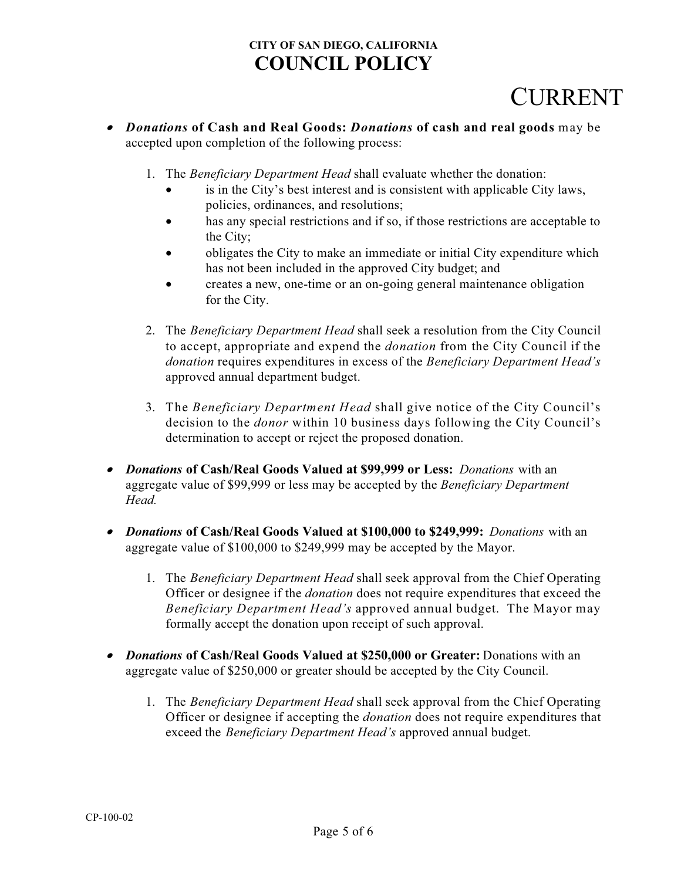- ***Donations* of Cash and Real Goods: *Donations* of cash and real goods** may be accepted upon completion of the following process:

    1. The *Beneficiary Department Head* shall evaluate whether the donation:
        - is in the City's best interest and is consistent with applicable City laws, policies, ordinances, and resolutions;
        - has any special restrictions and if so, if those restrictions are acceptable to the City;
        - obligates the City to make an immediate or initial City expenditure which has not been included in the approved City budget; and
        - creates a new, one-time or an on-going general maintenance obligation for the City.

    2. The *Beneficiary Department Head* shall seek a resolution from the City Council to accept, appropriate and expend the *donation* from the City Council if the *donation* requires expenditures in excess of the *Beneficiary Department Head's* approved annual department budget.

    3. The *Beneficiary Department Head* shall give notice of the City Council's decision to the *donor* within 10 business days following the City Council's determination to accept or reject the proposed donation.

- ***Donations* of Cash/Real Goods Valued at $99,999 or Less:** *Donations* with an aggregate value of $99,999 or less may be accepted by the *Beneficiary Department Head.*

- ***Donations* of Cash/Real Goods Valued at $100,000 to $249,999:** *Donations* with an aggregate value of $100,000 to $249,999 may be accepted by the Mayor.

    1. The *Beneficiary Department Head* shall seek approval from the Chief Operating Officer or designee if the *donation* does not require expenditures that exceed the *Beneficiary Department Head's* approved annual budget. The Mayor may formally accept the donation upon receipt of such approval.

- ***Donations* of Cash/Real Goods Valued at $250,000 or Greater:** Donations with an aggregate value of $250,000 or greater should be accepted by the City Council.

    1. The *Beneficiary Department Head* shall seek approval from the Chief Operating Officer or designee if accepting the *donation* does not require expenditures that exceed the *Beneficiary Department Head's* approved annual budget.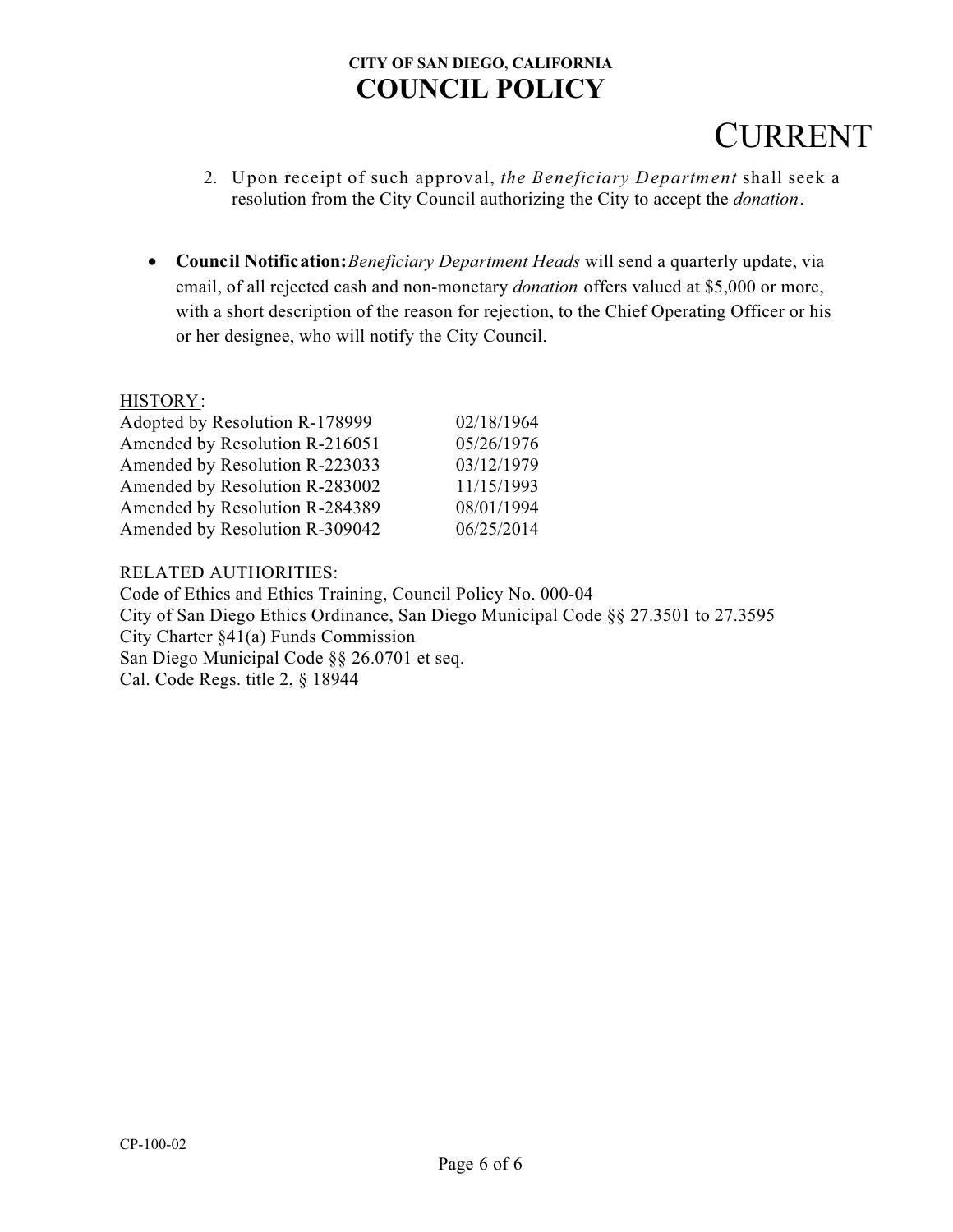2. Upon receipt of such approval, *the Beneficiary Department* shall seek a resolution from the City Council authorizing the City to accept the *donation*.

- **Council Notification:** *Beneficiary Department Heads* will send a quarterly update, via email, of all rejected cash and non-monetary *donation* offers valued at $5,000 or more, with a short description of the reason for rejection, to the Chief Operating Officer or his or her designee, who will notify the City Council.

HISTORY:

| | |
|---|---|
| Adopted by Resolution R-178999 | 02/18/1964 |
| Amended by Resolution R-216051 | 05/26/1976 |
| Amended by Resolution R-223033 | 03/12/1979 |
| Amended by Resolution R-283002 | 11/15/1993 |
| Amended by Resolution R-284389 | 08/01/1994 |
| Amended by Resolution R-309042 | 06/25/2014 |

RELATED AUTHORITIES:

Code of Ethics and Ethics Training, Council Policy No. 000-04
City of San Diego Ethics Ordinance, San Diego Municipal Code §§ 27.3501 to 27.3595
City Charter §41(a) Funds Commission
San Diego Municipal Code §§ 26.0701 et seq.
Cal. Code Regs. title 2, § 18944